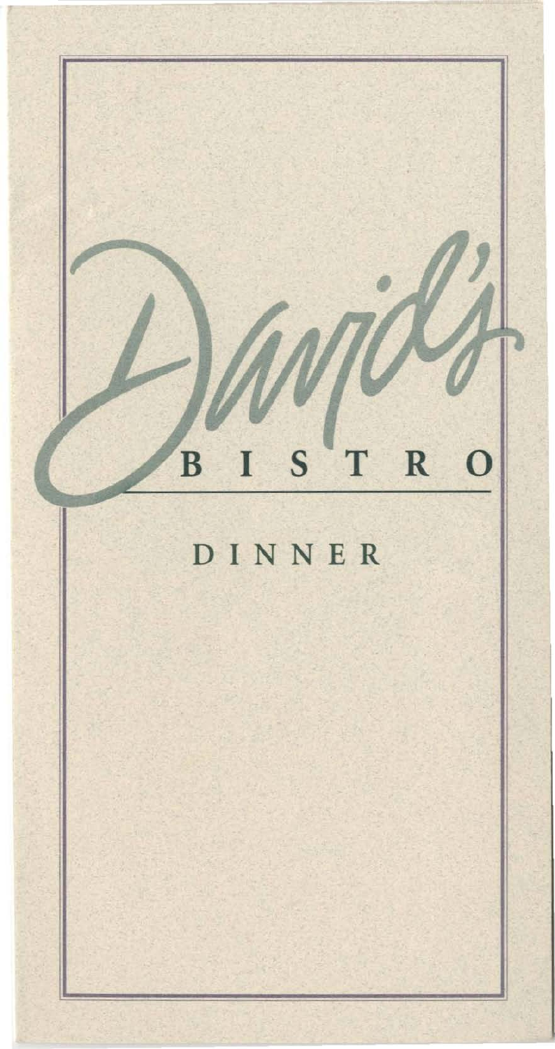# David's

## BISTRO

### DINNER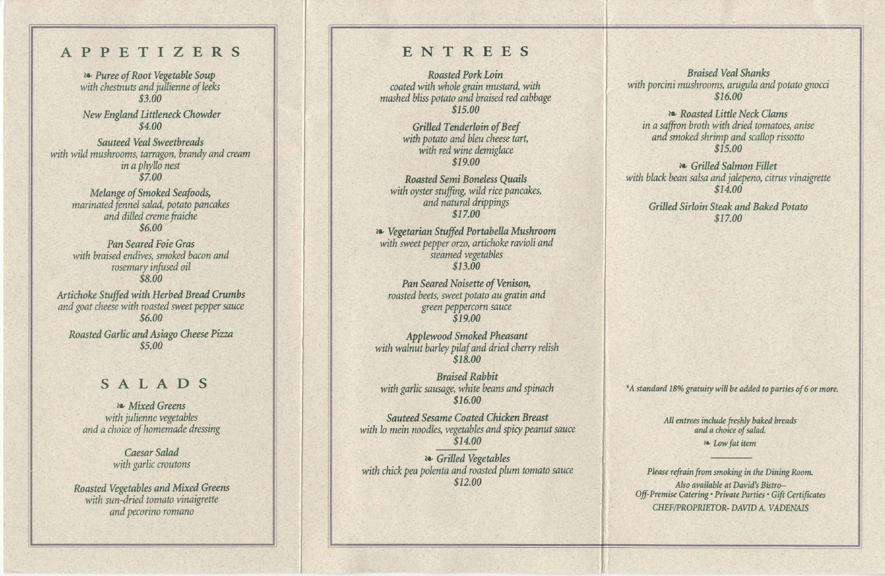## APPETIZERS

❧ *Puree of Root Vegetable Soup*
*with chestnuts and jullienne of leeks*
*$3.00*

*New England Littleneck Chowder*
*$4.00*

*Sauteed Veal Sweetbreads*
*with wild mushrooms, tarragon, brandy and cream in a phyllo nest*
*$7.00*

*Melange of Smoked Seafoods,*
*marinated fennel salad, potato pancakes and dilled creme fraiche*
*$6.00*

*Pan Seared Foie Gras*
*with braised endives, smoked bacon and rosemary infused oil*
*$8.00*

*Artichoke Stuffed with Herbed Bread Crumbs*
*and goat cheese with roasted sweet pepper sauce*
*$6.00*

*Roasted Garlic and Asiago Cheese Pizza*
*$5.00*

## SALADS

❧ *Mixed Greens*
*with julienne vegetables and a choice of homemade dressing*

*Caesar Salad*
*with garlic croutons*

*Roasted Vegetables and Mixed Greens*
*with sun-dried tomato vinaigrette and pecorino romano*

## ENTREES

*Roasted Pork Loin*
*coated with whole grain mustard, with mashed bliss potato and braised red cabbage*
*$15.00*

*Grilled Tenderloin of Beef*
*with potato and bleu cheese tart, with red wine demiglace*
*$19.00*

*Roasted Semi Boneless Quails*
*with oyster stuffing, wild rice pancakes, and natural drippings*
*$17.00*

❧ *Vegetarian Stuffed Portabella Mushroom*
*with sweet pepper orzo, artichoke ravioli and steamed vegetables*
*$13.00*

*Pan Seared Noisette of Venison,*
*roasted beets, sweet potato au gratin and green peppercorn sauce*
*$19.00*

*Applewood Smoked Pheasant*
*with walnut barley pilaf and dried cherry relish*
*$18.00*

*Braised Rabbit*
*with garlic sausage, white beans and spinach*
*$16.00*

*Sauteed Sesame Coated Chicken Breast*
*with lo mein noodles, vegetables and spicy peanut sauce*
*$14.00*

---

❧ *Grilled Vegetables*
*with chick pea polenta and roasted plum tomato sauce*
*$12.00*

*Braised Veal Shanks*
*with porcini mushrooms, arugula and potato gnocci*
*$16.00*

❧ *Roasted Little Neck Clams*
*in a saffron broth with dried tomatoes, anise and smoked shrimp and scallop rissotto*
*$15.00*

❧ *Grilled Salmon Fillet*
*with black bean salsa and jalepeno, citrus vinaigrette*
*$14.00*

*Grilled Sirloin Steak and Baked Potato*
*$17.00*

*\*A standard 18% gratuity will be added to parties of 6 or more.*

*All entrees include freshly baked breads and a choice of salad.*

❧ *Low fat item*

---

*Please refrain from smoking in the Dining Room.*

*Also available at David's Bistro–*
*Off-Premise Catering • Private Parties • Gift Certificates*

*CHEF/PROPRIETOR- DAVID A. VADENAIS*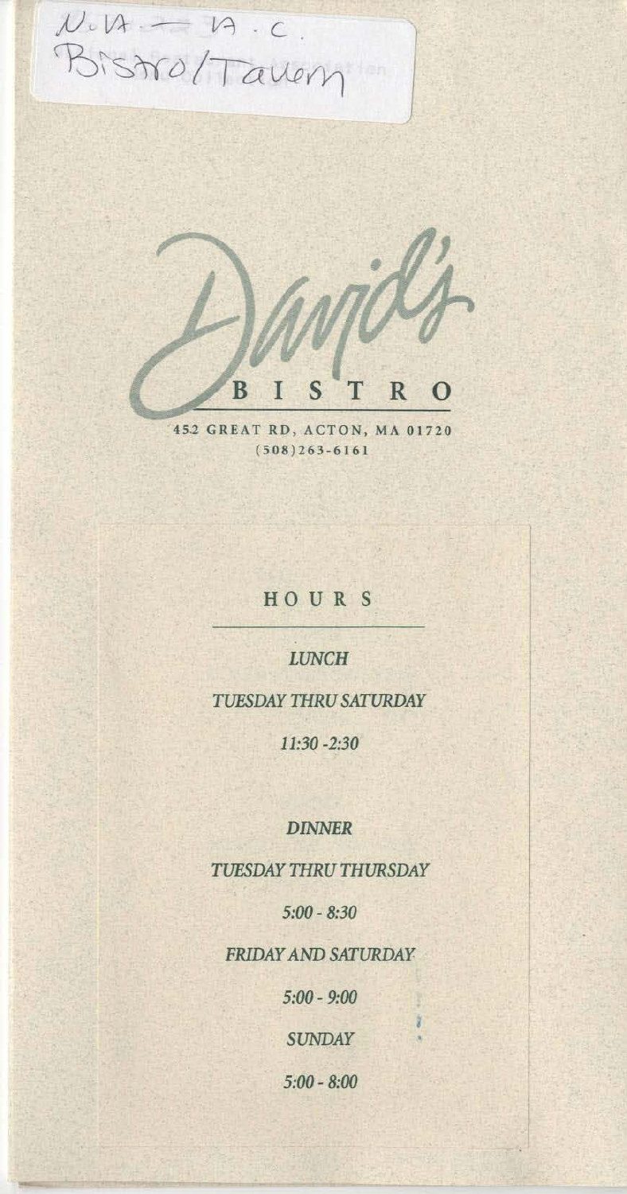N.A. — A.C.
Bistro/Tavern

# David's

## BISTRO

452 GREAT RD, ACTON, MA 01720
(508)263-6161

### HOURS

*LUNCH*

*TUESDAY THRU SATURDAY*

*11:30 -2:30*

*DINNER*

*TUESDAY THRU THURSDAY*

*5:00 - 8:30*

*FRIDAY AND SATURDAY*

*5:00 - 9:00*

*SUNDAY*

*5:00 - 8:00*